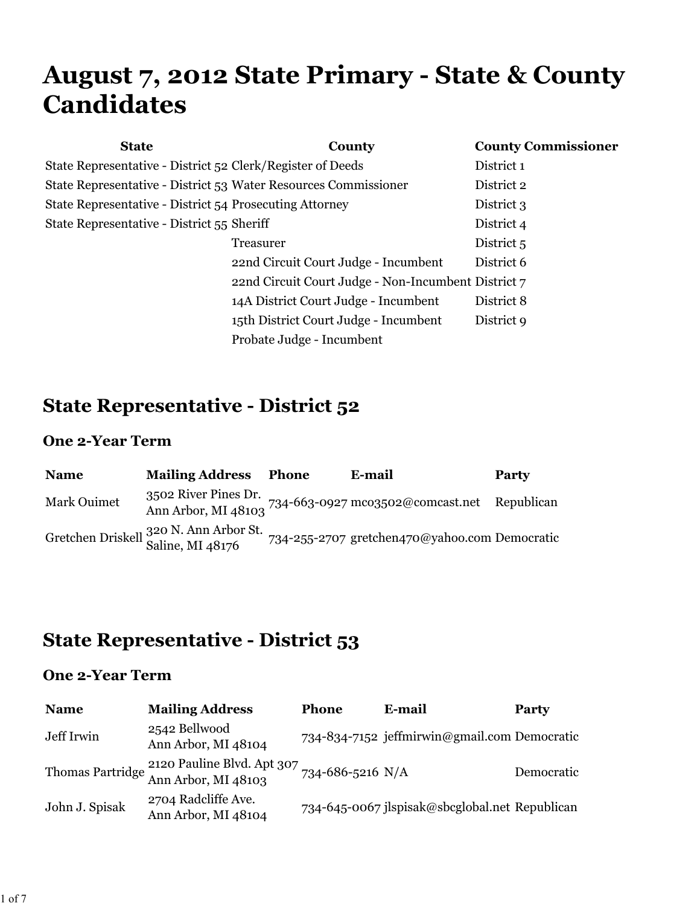# August 7, 2012 State Primary - State & County Candidates

| State | County | County Commissioner |
| --- | --- | --- |
| State Representative - District 52 | Clerk/Register of Deeds | District 1 |
| State Representative - District 53 | Water Resources Commissioner | District 2 |
| State Representative - District 54 | Prosecuting Attorney | District 3 |
| State Representative - District 55 | Sheriff | District 4 |
| | Treasurer | District 5 |
| | 22nd Circuit Court Judge - Incumbent | District 6 |
| | 22nd Circuit Court Judge - Non-Incumbent | District 7 |
| | 14A District Court Judge - Incumbent | District 8 |
| | 15th District Court Judge - Incumbent | District 9 |
| | Probate Judge - Incumbent | |

## State Representative - District 52

### One 2-Year Term

| Name | Mailing Address | Phone | E-mail | Party |
| --- | --- | --- | --- | --- |
| Mark Ouimet | 3502 River Pines Dr. Ann Arbor, MI 48103 | 734-663-0927 | mco3502@comcast.net | Republican |
| Gretchen Driskell | 320 N. Ann Arbor St. Saline, MI 48176 | 734-255-2707 | gretchen470@yahoo.com | Democratic |

## State Representative - District 53

### One 2-Year Term

| Name | Mailing Address | Phone | E-mail | Party |
| --- | --- | --- | --- | --- |
| Jeff Irwin | 2542 Bellwood Ann Arbor, MI 48104 | 734-834-7152 | jeffmirwin@gmail.com | Democratic |
| Thomas Partridge | 2120 Pauline Blvd. Apt 307 Ann Arbor, MI 48103 | 734-686-5216 | N/A | Democratic |
| John J. Spisak | 2704 Radcliffe Ave. Ann Arbor, MI 48104 | 734-645-0067 | jlspisak@sbcglobal.net | Republican |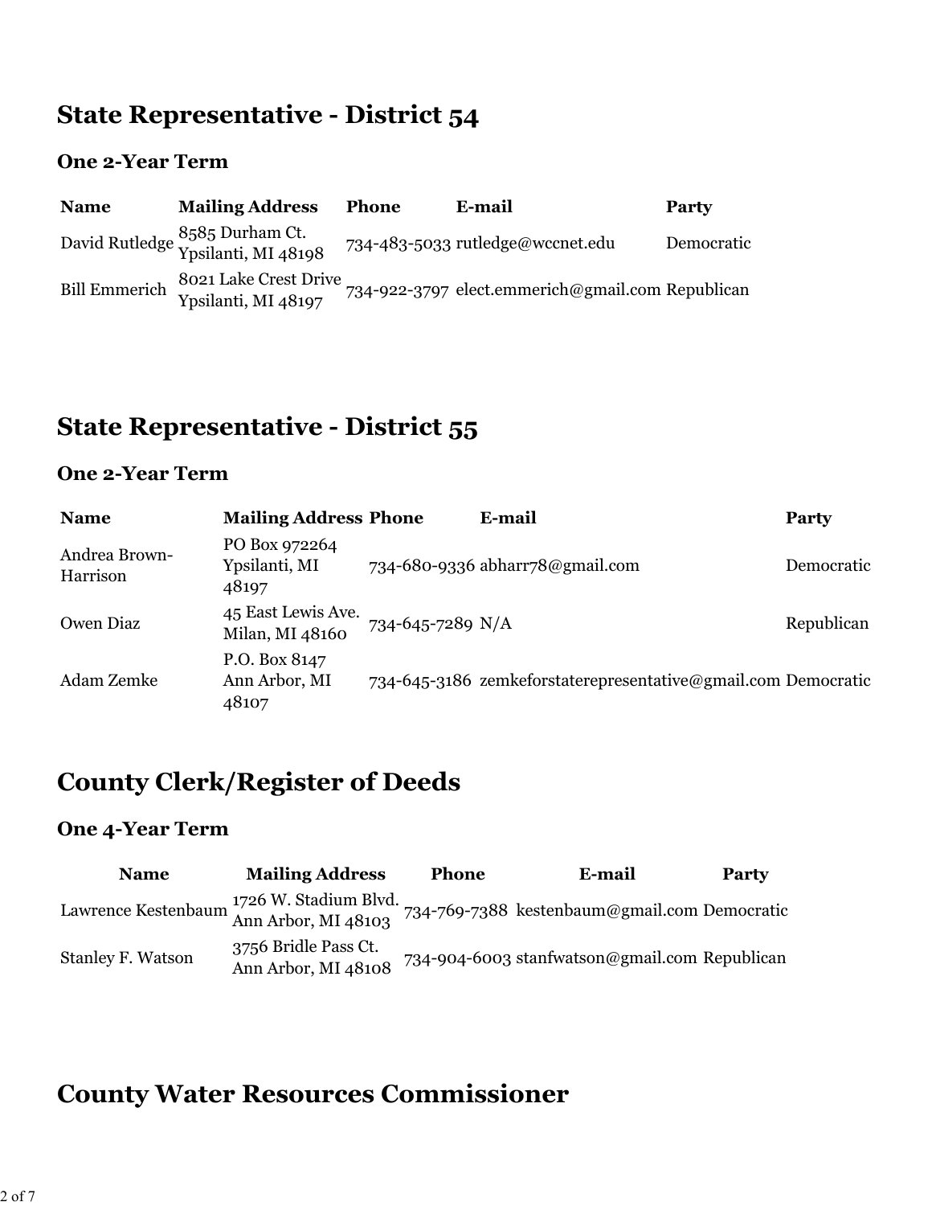## State Representative - District 54

### One 2-Year Term

| Name | Mailing Address | Phone | E-mail | Party |
|---|---|---|---|---|
| David Rutledge | 8585 Durham Ct. Ypsilanti, MI 48198 | 734-483-5033 | rutledge@wccnet.edu | Democratic |
| Bill Emmerich | 8021 Lake Crest Drive Ypsilanti, MI 48197 | 734-922-3797 | elect.emmerich@gmail.com | Republican |

## State Representative - District 55

### One 2-Year Term

| Name | Mailing Address | Phone | E-mail | Party |
|---|---|---|---|---|
| Andrea Brown-Harrison | PO Box 972264 Ypsilanti, MI 48197 | 734-680-9336 | abharr78@gmail.com | Democratic |
| Owen Diaz | 45 East Lewis Ave. Milan, MI 48160 | 734-645-7289 | N/A | Republican |
| Adam Zemke | P.O. Box 8147 Ann Arbor, MI 48107 | 734-645-3186 | zemkeforstaterepresentative@gmail.com | Democratic |

## County Clerk/Register of Deeds

### One 4-Year Term

| Name | Mailing Address | Phone | E-mail | Party |
|---|---|---|---|---|
| Lawrence Kestenbaum | 1726 W. Stadium Blvd. Ann Arbor, MI 48103 | 734-769-7388 | kestenbaum@gmail.com | Democratic |
| Stanley F. Watson | 3756 Bridle Pass Ct. Ann Arbor, MI 48108 | 734-904-6003 | stanfwatson@gmail.com | Republican |

## County Water Resources Commissioner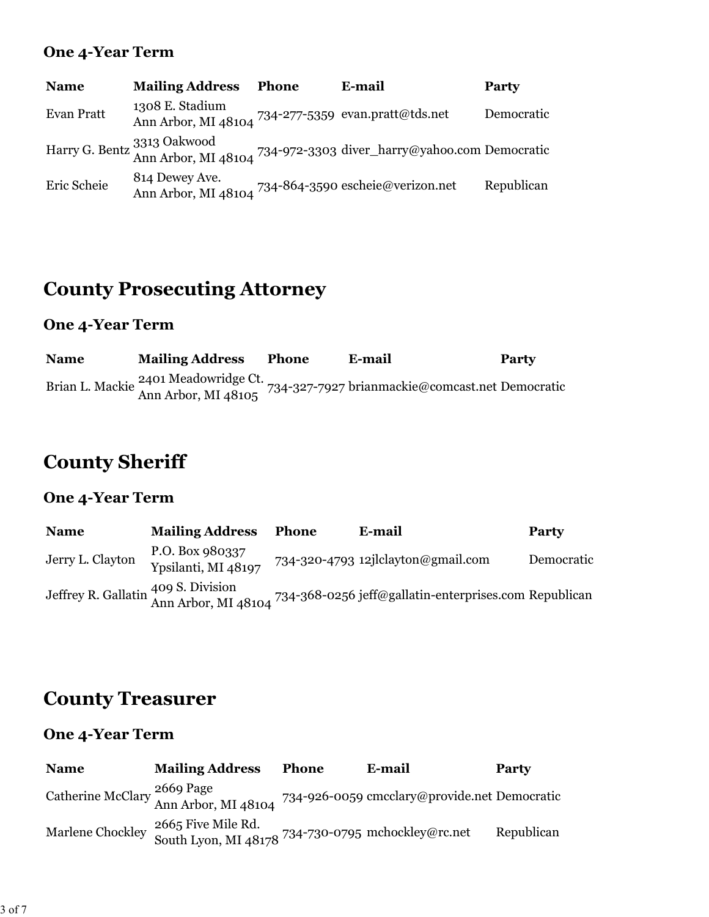### One 4-Year Term

| Name | Mailing Address | Phone | E-mail | Party |
|---|---|---|---|---|
| Evan Pratt | 1308 E. Stadium<br>Ann Arbor, MI 48104 | 734-277-5359 | evan.pratt@tds.net | Democratic |
| Harry G. Bentz | 3313 Oakwood<br>Ann Arbor, MI 48104 | 734-972-3303 | diver_harry@yahoo.com | Democratic |
| Eric Scheie | 814 Dewey Ave.<br>Ann Arbor, MI 48104 | 734-864-3590 | escheie@verizon.net | Republican |

## County Prosecuting Attorney

### One 4-Year Term

| Name | Mailing Address | Phone | E-mail | Party |
|---|---|---|---|---|
| Brian L. Mackie | 2401 Meadowridge Ct.<br>Ann Arbor, MI 48105 | 734-327-7927 | brianmackie@comcast.net | Democratic |

## County Sheriff

### One 4-Year Term

| Name | Mailing Address | Phone | E-mail | Party |
|---|---|---|---|---|
| Jerry L. Clayton | P.O. Box 980337<br>Ypsilanti, MI 48197 | 734-320-4793 | 12jlclayton@gmail.com | Democratic |
| Jeffrey R. Gallatin | 409 S. Division<br>Ann Arbor, MI 48104 | 734-368-0256 | jeff@gallatin-enterprises.com | Republican |

## County Treasurer

### One 4-Year Term

| Name | Mailing Address | Phone | E-mail | Party |
|---|---|---|---|---|
| Catherine McClary | 2669 Page<br>Ann Arbor, MI 48104 | 734-926-0059 | cmcclary@provide.net | Democratic |
| Marlene Chockley | 2665 Five Mile Rd.<br>South Lyon, MI 48178 | 734-730-0795 | mchockley@rc.net | Republican |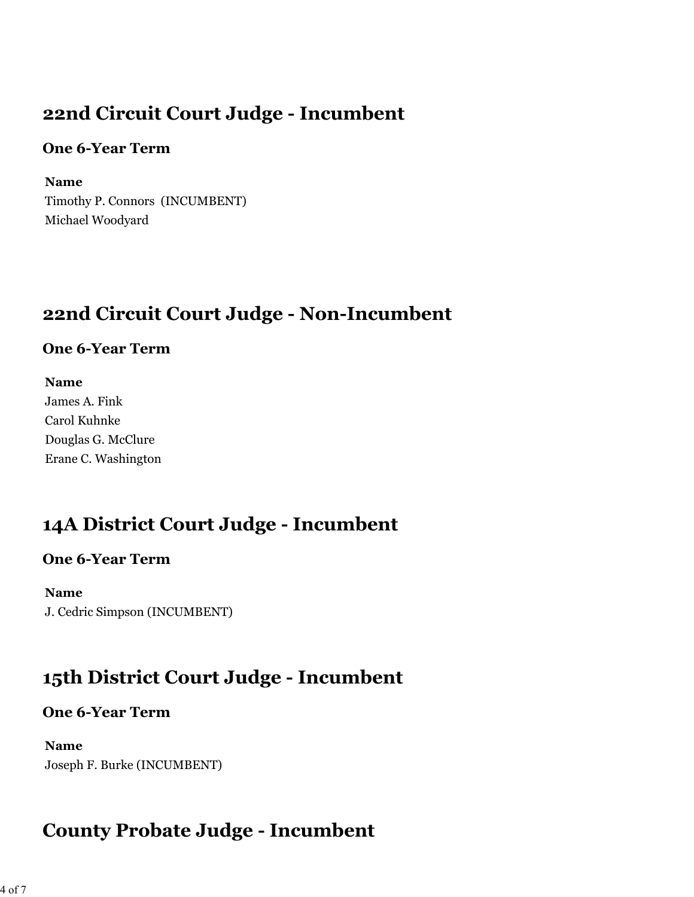## 22nd Circuit Court Judge - Incumbent

### One 6-Year Term

**Name**
Timothy P. Connors (INCUMBENT)
Michael Woodyard

## 22nd Circuit Court Judge - Non-Incumbent

### One 6-Year Term

**Name**
James A. Fink
Carol Kuhnke
Douglas G. McClure
Erane C. Washington

## 14A District Court Judge - Incumbent

### One 6-Year Term

**Name**
J. Cedric Simpson (INCUMBENT)

## 15th District Court Judge - Incumbent

### One 6-Year Term

**Name**
Joseph F. Burke (INCUMBENT)

## County Probate Judge - Incumbent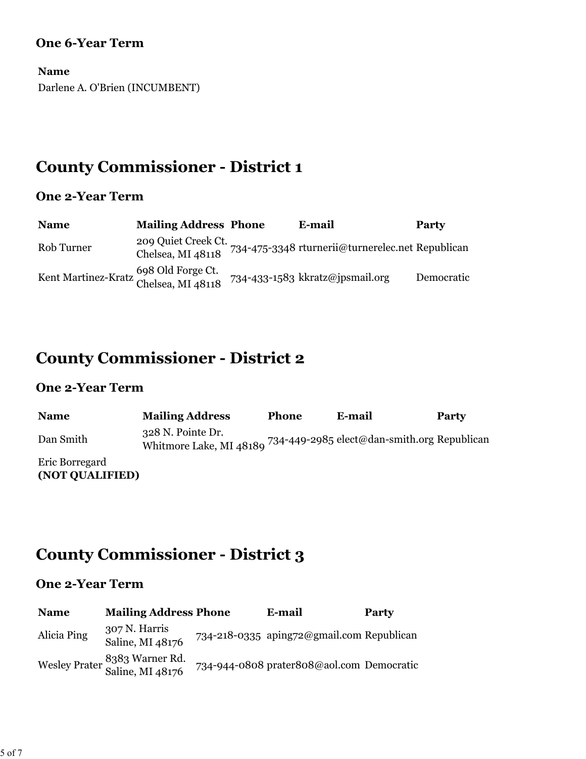### One 6-Year Term

| Name |
|---|
| Darlene A. O'Brien (INCUMBENT) |

## County Commissioner - District 1

### One 2-Year Term

| Name | Mailing Address | Phone | E-mail | Party |
|---|---|---|---|---|
| Rob Turner | 209 Quiet Creek Ct. Chelsea, MI 48118 | 734-475-3348 | rturnerii@turnerelec.net | Republican |
| Kent Martinez-Kratz | 698 Old Forge Ct. Chelsea, MI 48118 | 734-433-1583 | kkratz@jpsmail.org | Democratic |

## County Commissioner - District 2

### One 2-Year Term

| Name | Mailing Address | Phone | E-mail | Party |
|---|---|---|---|---|
| Dan Smith | 328 N. Pointe Dr. Whitmore Lake, MI 48189 | 734-449-2985 | elect@dan-smith.org | Republican |
| Eric Borregard **(NOT QUALIFIED)** | | | | |

## County Commissioner - District 3

### One 2-Year Term

| Name | Mailing Address | Phone | E-mail | Party |
|---|---|---|---|---|
| Alicia Ping | 307 N. Harris Saline, MI 48176 | 734-218-0335 | aping72@gmail.com | Republican |
| Wesley Prater | 8383 Warner Rd. Saline, MI 48176 | 734-944-0808 | prater808@aol.com | Democratic |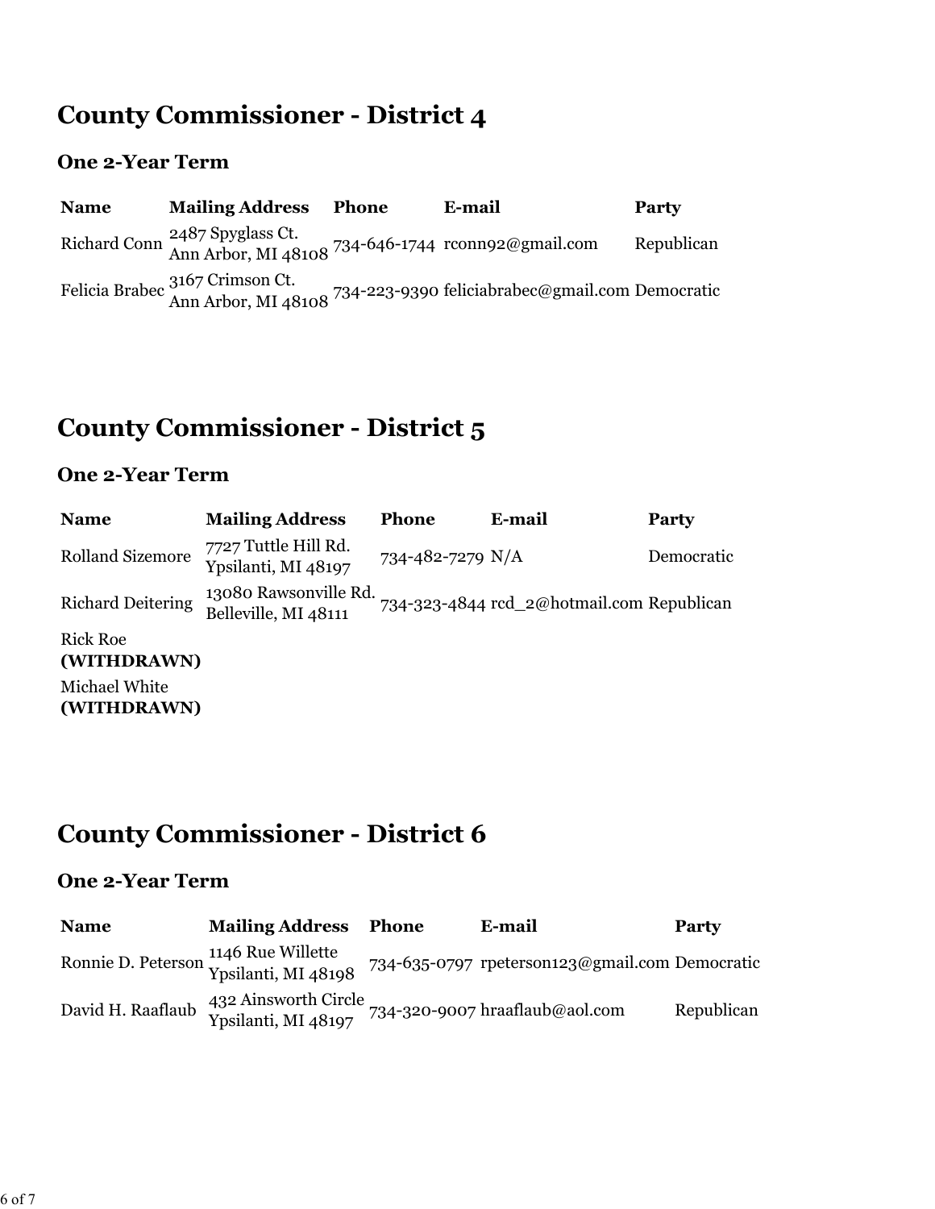## County Commissioner - District 4

### One 2-Year Term

| Name | Mailing Address | Phone | E-mail | Party |
|---|---|---|---|---|
| Richard Conn | 2487 Spyglass Ct.<br>Ann Arbor, MI 48108 | 734-646-1744 | rconn92@gmail.com | Republican |
| Felicia Brabec | 3167 Crimson Ct.<br>Ann Arbor, MI 48108 | 734-223-9390 | feliciabrabec@gmail.com | Democratic |

## County Commissioner - District 5

### One 2-Year Term

| Name | Mailing Address | Phone | E-mail | Party |
|---|---|---|---|---|
| Rolland Sizemore | 7727 Tuttle Hill Rd.<br>Ypsilanti, MI 48197 | 734-482-7279 | N/A | Democratic |
| Richard Deitering | 13080 Rawsonville Rd.<br>Belleville, MI 48111 | 734-323-4844 | rcd_2@hotmail.com | Republican |
| Rick Roe **(WITHDRAWN)** | | | | |
| Michael White **(WITHDRAWN)** | | | | |

## County Commissioner - District 6

### One 2-Year Term

| Name | Mailing Address | Phone | E-mail | Party |
|---|---|---|---|---|
| Ronnie D. Peterson | 1146 Rue Willette<br>Ypsilanti, MI 48198 | 734-635-0797 | rpeterson123@gmail.com | Democratic |
| David H. Raaflaub | 432 Ainsworth Circle<br>Ypsilanti, MI 48197 | 734-320-9007 | hraaflaub@aol.com | Republican |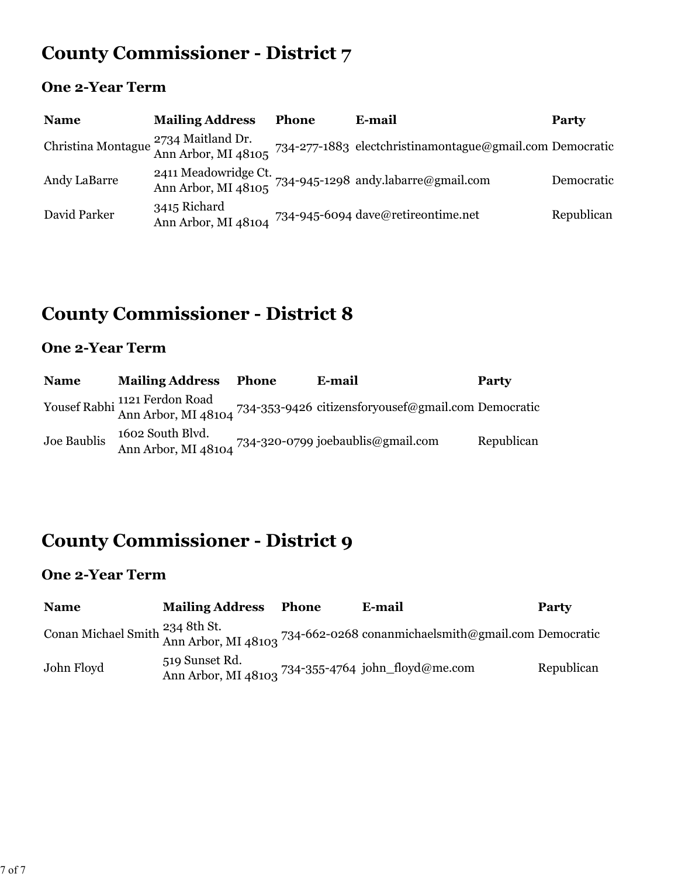# County Commissioner - District 7

## One 2-Year Term

| Name | Mailing Address | Phone | E-mail | Party |
|---|---|---|---|---|
| Christina Montague | 2734 Maitland Dr. Ann Arbor, MI 48105 | 734-277-1883 | electchristinamontague@gmail.com | Democratic |
| Andy LaBarre | 2411 Meadowridge Ct. Ann Arbor, MI 48105 | 734-945-1298 | andy.labarre@gmail.com | Democratic |
| David Parker | 3415 Richard Ann Arbor, MI 48104 | 734-945-6094 | dave@retireontime.net | Republican |

# County Commissioner - District 8

## One 2-Year Term

| Name | Mailing Address | Phone | E-mail | Party |
|---|---|---|---|---|
| Yousef Rabhi | 1121 Ferdon Road Ann Arbor, MI 48104 | 734-353-9426 | citizensforyousef@gmail.com | Democratic |
| Joe Baublis | 1602 South Blvd. Ann Arbor, MI 48104 | 734-320-0799 | joebaublis@gmail.com | Republican |

# County Commissioner - District 9

## One 2-Year Term

| Name | Mailing Address | Phone | E-mail | Party |
|---|---|---|---|---|
| Conan Michael Smith | 234 8th St. Ann Arbor, MI 48103 | 734-662-0268 | conanmichaelsmith@gmail.com | Democratic |
| John Floyd | 519 Sunset Rd. Ann Arbor, MI 48103 | 734-355-4764 | john_floyd@me.com | Republican |